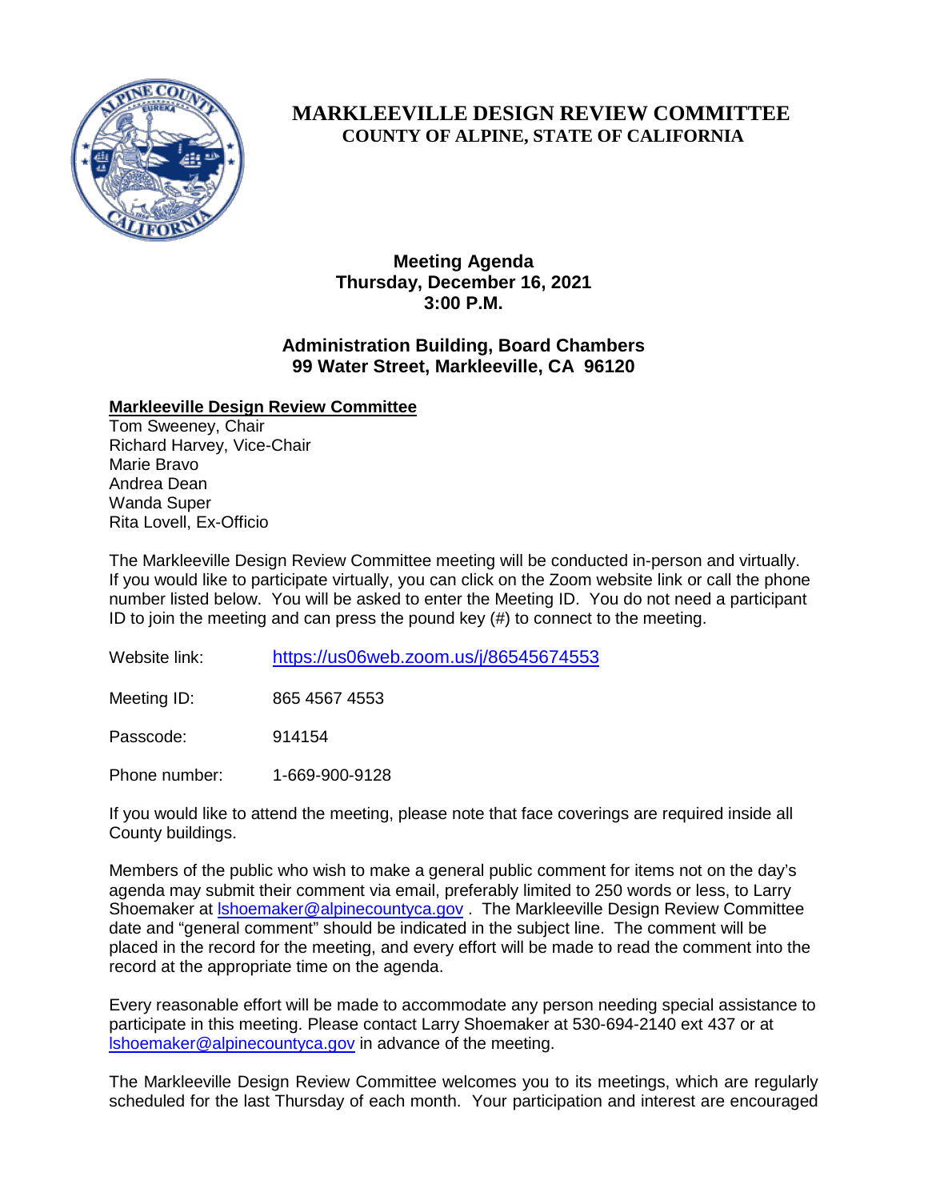# MARKLEEVILLE DESIGN REVIEW COMMITTEE

## COUNTY OF ALPINE, STATE OF CALIFORNIA

**Meeting Agenda**
**Thursday, December 16, 2021**
**3:00 P.M.**

**Administration Building, Board Chambers**
**99 Water Street, Markleeville, CA 96120**

**Markleeville Design Review Committee**

Tom Sweeney, Chair
Richard Harvey, Vice-Chair
Marie Bravo
Andrea Dean
Wanda Super
Rita Lovell, Ex-Officio

The Markleeville Design Review Committee meeting will be conducted in-person and virtually. If you would like to participate virtually, you can click on the Zoom website link or call the phone number listed below. You will be asked to enter the Meeting ID. You do not need a participant ID to join the meeting and can press the pound key (#) to connect to the meeting.

| | |
|---|---|
| Website link: | https://us06web.zoom.us/j/86545674553 |
| Meeting ID: | 865 4567 4553 |
| Passcode: | 914154 |
| Phone number: | 1-669-900-9128 |

If you would like to attend the meeting, please note that face coverings are required inside all County buildings.

Members of the public who wish to make a general public comment for items not on the day's agenda may submit their comment via email, preferably limited to 250 words or less, to Larry Shoemaker at lshoemaker@alpinecountyca.gov . The Markleeville Design Review Committee date and "general comment" should be indicated in the subject line. The comment will be placed in the record for the meeting, and every effort will be made to read the comment into the record at the appropriate time on the agenda.

Every reasonable effort will be made to accommodate any person needing special assistance to participate in this meeting. Please contact Larry Shoemaker at 530-694-2140 ext 437 or at lshoemaker@alpinecountyca.gov in advance of the meeting.

The Markleeville Design Review Committee welcomes you to its meetings, which are regularly scheduled for the last Thursday of each month. Your participation and interest are encouraged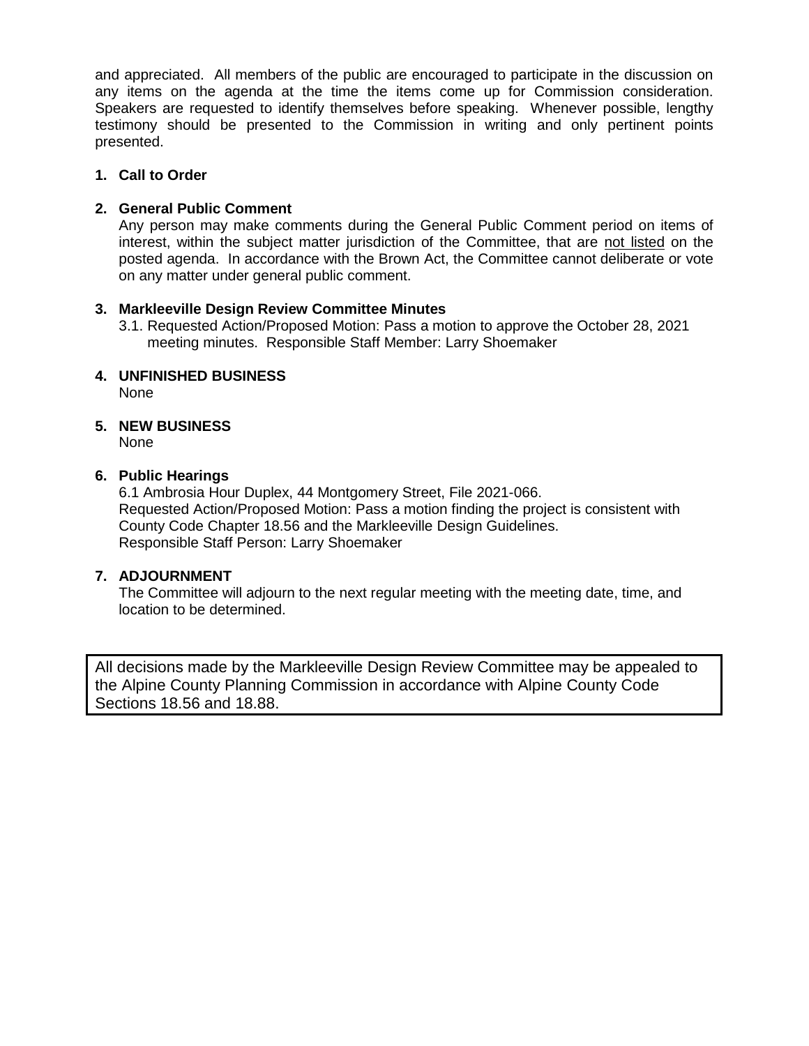and appreciated. All members of the public are encouraged to participate in the discussion on any items on the agenda at the time the items come up for Commission consideration. Speakers are requested to identify themselves before speaking. Whenever possible, lengthy testimony should be presented to the Commission in writing and only pertinent points presented.

1. **Call to Order**

2. **General Public Comment**

   Any person may make comments during the General Public Comment period on items of interest, within the subject matter jurisdiction of the Committee, that are not listed on the posted agenda. In accordance with the Brown Act, the Committee cannot deliberate or vote on any matter under general public comment.

3. **Markleeville Design Review Committee Minutes**

   3.1. Requested Action/Proposed Motion: Pass a motion to approve the October 28, 2021 meeting minutes. Responsible Staff Member: Larry Shoemaker

4. **UNFINISHED BUSINESS**

   None

5. **NEW BUSINESS**

   None

6. **Public Hearings**

   6.1 Ambrosia Hour Duplex, 44 Montgomery Street, File 2021-066.
   Requested Action/Proposed Motion: Pass a motion finding the project is consistent with County Code Chapter 18.56 and the Markleeville Design Guidelines.
   Responsible Staff Person: Larry Shoemaker

7. **ADJOURNMENT**

   The Committee will adjourn to the next regular meeting with the meeting date, time, and location to be determined.

All decisions made by the Markleeville Design Review Committee may be appealed to the Alpine County Planning Commission in accordance with Alpine County Code Sections 18.56 and 18.88.